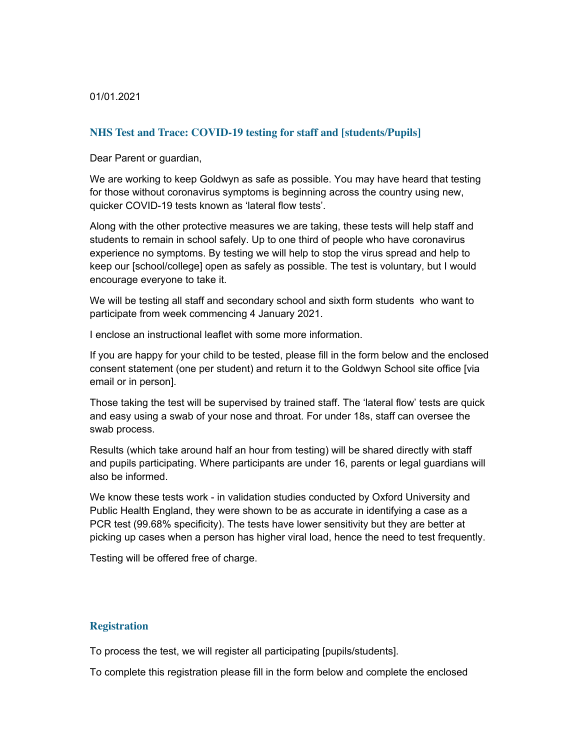01/01.2021

## NHS Test and Trace: COVID-19 testing for staff and [students/Pupils]

Dear Parent or guardian,

We are working to keep Goldwyn as safe as possible. You may have heard that testing for those without coronavirus symptoms is beginning across the country using new, quicker COVID-19 tests known as 'lateral flow tests'.

Along with the other protective measures we are taking, these tests will help staff and students to remain in school safely. Up to one third of people who have coronavirus experience no symptoms. By testing we will help to stop the virus spread and help to keep our [school/college] open as safely as possible. The test is voluntary, but I would encourage everyone to take it.

We will be testing all staff and secondary school and sixth form students who want to participate from week commencing 4 January 2021.

I enclose an instructional leaflet with some more information.

If you are happy for your child to be tested, please fill in the form below and the enclosed consent statement (one per student) and return it to the Goldwyn School site office [via email or in person].

Those taking the test will be supervised by trained staff. The 'lateral flow' tests are quick and easy using a swab of your nose and throat. For under 18s, staff can oversee the swab process.

Results (which take around half an hour from testing) will be shared directly with staff and pupils participating. Where participants are under 16, parents or legal guardians will also be informed.

We know these tests work - in validation studies conducted by Oxford University and Public Health England, they were shown to be as accurate in identifying a case as a PCR test (99.68% specificity). The tests have lower sensitivity but they are better at picking up cases when a person has higher viral load, hence the need to test frequently.

Testing will be offered free of charge.

## Registration

To process the test, we will register all participating [pupils/students].

To complete this registration please fill in the form below and complete the enclosed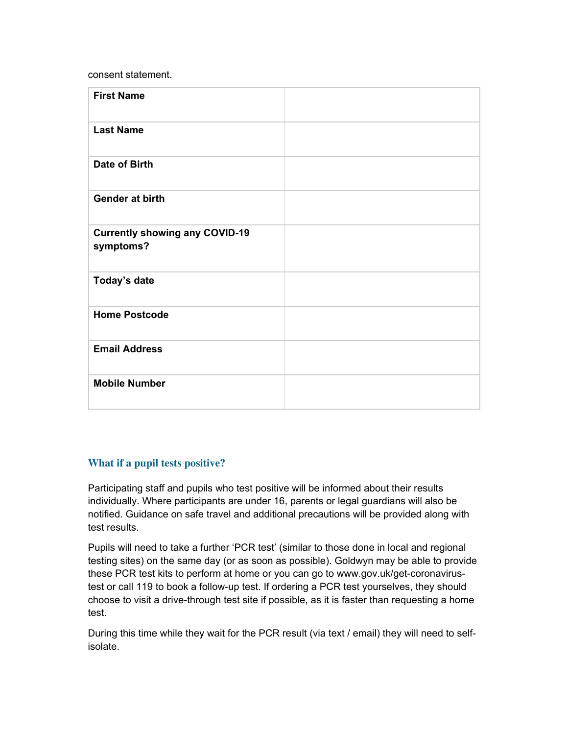consent statement.

| **First Name** | |
|---|---|
| **Last Name** | |
| **Date of Birth** | |
| **Gender at birth** | |
| **Currently showing any COVID-19 symptoms?** | |
| **Today's date** | |
| **Home Postcode** | |
| **Email Address** | |
| **Mobile Number** | |

### What if a pupil tests positive?

Participating staff and pupils who test positive will be informed about their results individually. Where participants are under 16, parents or legal guardians will also be notified. Guidance on safe travel and additional precautions will be provided along with test results.

Pupils will need to take a further 'PCR test' (similar to those done in local and regional testing sites) on the same day (or as soon as possible). Goldwyn may be able to provide these PCR test kits to perform at home or you can go to www.gov.uk/get-coronavirus-test or call 119 to book a follow-up test. If ordering a PCR test yourselves, they should choose to visit a drive-through test site if possible, as it is faster than requesting a home test.

During this time while they wait for the PCR result (via text / email) they will need to self-isolate.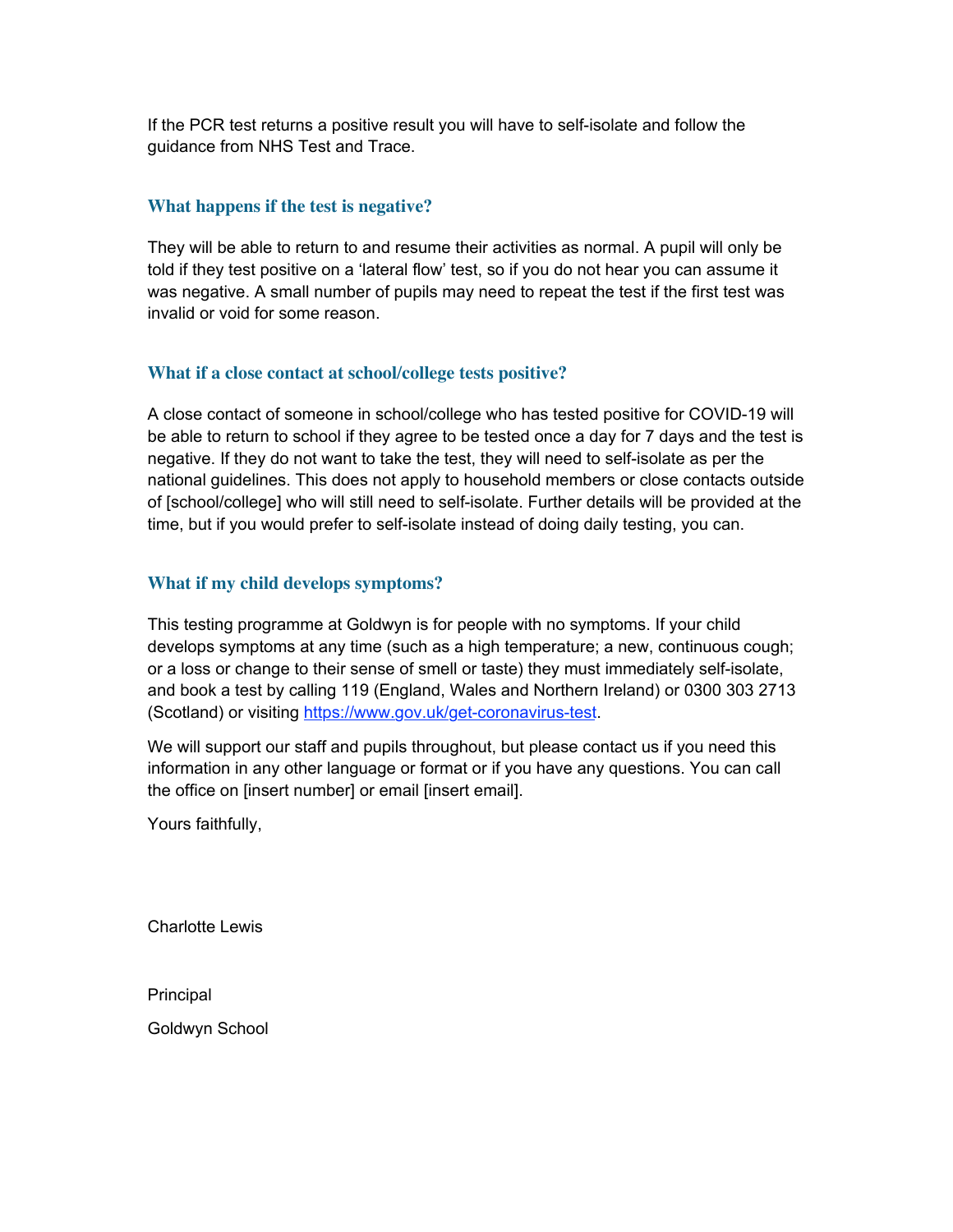If the PCR test returns a positive result you will have to self-isolate and follow the guidance from NHS Test and Trace.

### What happens if the test is negative?

They will be able to return to and resume their activities as normal. A pupil will only be told if they test positive on a 'lateral flow' test, so if you do not hear you can assume it was negative. A small number of pupils may need to repeat the test if the first test was invalid or void for some reason.

### What if a close contact at school/college tests positive?

A close contact of someone in school/college who has tested positive for COVID-19 will be able to return to school if they agree to be tested once a day for 7 days and the test is negative. If they do not want to take the test, they will need to self-isolate as per the national guidelines. This does not apply to household members or close contacts outside of [school/college] who will still need to self-isolate. Further details will be provided at the time, but if you would prefer to self-isolate instead of doing daily testing, you can.

### What if my child develops symptoms?

This testing programme at Goldwyn is for people with no symptoms. If your child develops symptoms at any time (such as a high temperature; a new, continuous cough; or a loss or change to their sense of smell or taste) they must immediately self-isolate, and book a test by calling 119 (England, Wales and Northern Ireland) or 0300 303 2713 (Scotland) or visiting https://www.gov.uk/get-coronavirus-test.

We will support our staff and pupils throughout, but please contact us if you need this information in any other language or format or if you have any questions. You can call the office on [insert number] or email [insert email].

Yours faithfully,

Charlotte Lewis

Principal

Goldwyn School